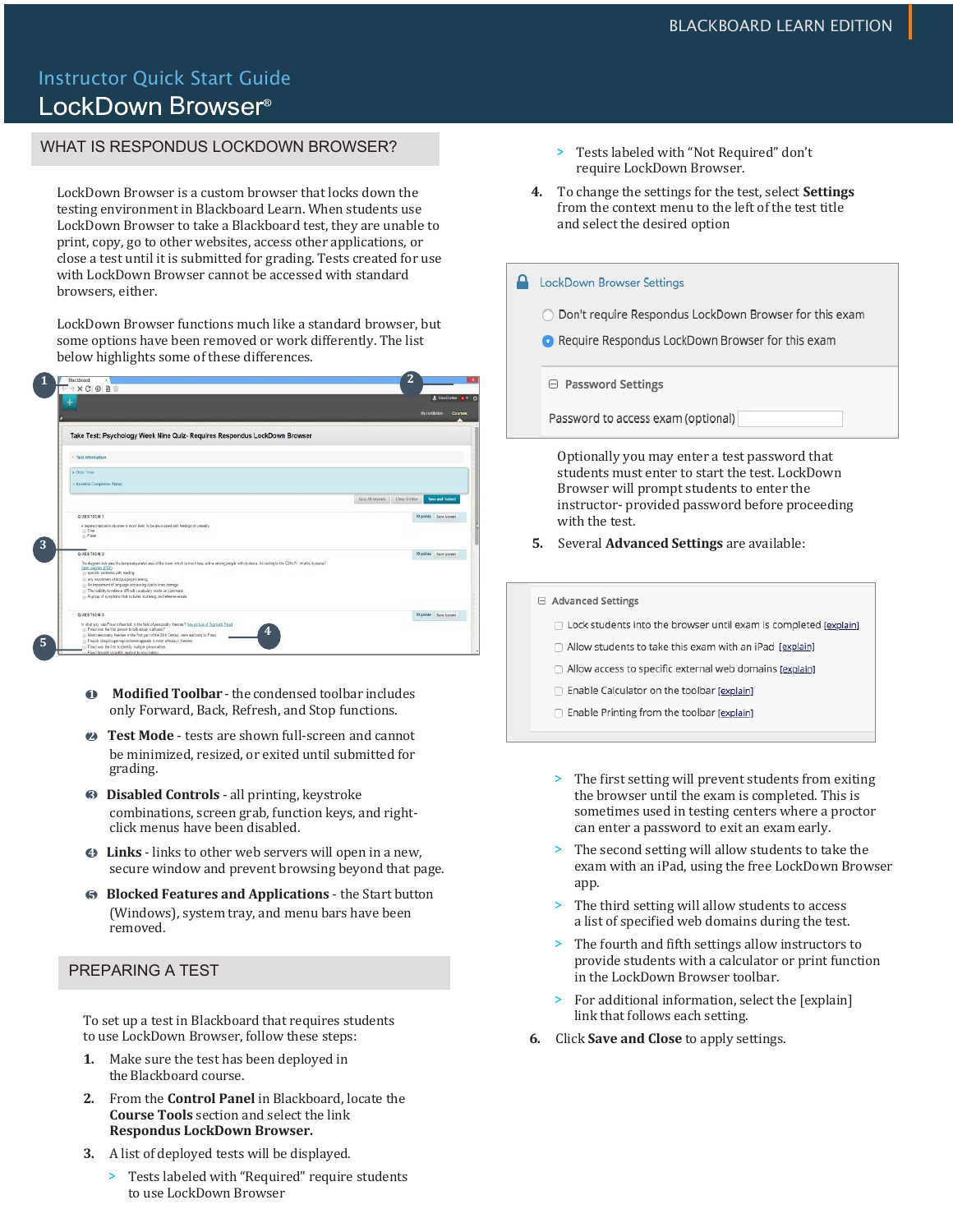BLACKBOARD LEARN EDITION

# Instructor Quick Start Guide

# LockDown Browser®

## WHAT IS RESPONDUS LOCKDOWN BROWSER?

LockDown Browser is a custom browser that locks down the testing environment in Blackboard Learn. When students use LockDown Browser to take a Blackboard test, they are unable to print, copy, go to other websites, access other applications, or close a test until it is submitted for grading. Tests created for use with LockDown Browser cannot be accessed with standard browsers, either.

LockDown Browser functions much like a standard browser, but some options have been removed or work differently. The list below highlights some of these differences.

1. **Modified Toolbar** - the condensed toolbar includes only Forward, Back, Refresh, and Stop functions.
2. **Test Mode** - tests are shown full-screen and cannot be minimized, resized, or exited until submitted for grading.
3. **Disabled Controls** - all printing, keystroke combinations, screen grab, function keys, and right-click menus have been disabled.
4. **Links** - links to other web servers will open in a new, secure window and prevent browsing beyond that page.
5. **Blocked Features and Applications** - the Start button (Windows), system tray, and menu bars have been removed.

## PREPARING A TEST

To set up a test in Blackboard that requires students to use LockDown Browser, follow these steps:

1. Make sure the test has been deployed in the Blackboard course.
2. From the **Control Panel** in Blackboard, locate the **Course Tools** section and select the link **Respondus LockDown Browser.**
3. A list of deployed tests will be displayed.
   - Tests labeled with “Required” require students to use LockDown Browser
   - Tests labeled with “Not Required” don’t require LockDown Browser.
4. To change the settings for the test, select **Settings** from the context menu to the left of the test title and select the desired option

   Optionally you may enter a test password that students must enter to start the test. LockDown Browser will prompt students to enter the instructor- provided password before proceeding with the test.
5. Several **Advanced Settings** are available:
   - The first setting will prevent students from exiting the browser until the exam is completed. This is sometimes used in testing centers where a proctor can enter a password to exit an exam early.
   - The second setting will allow students to take the exam with an iPad, using the free LockDown Browser app.
   - The third setting will allow students to access a list of specified web domains during the test.
   - The fourth and fifth settings allow instructors to provide students with a calculator or print function in the LockDown Browser toolbar.
   - For additional information, select the [explain] link that follows each setting.
6. Click **Save and Close** to apply settings.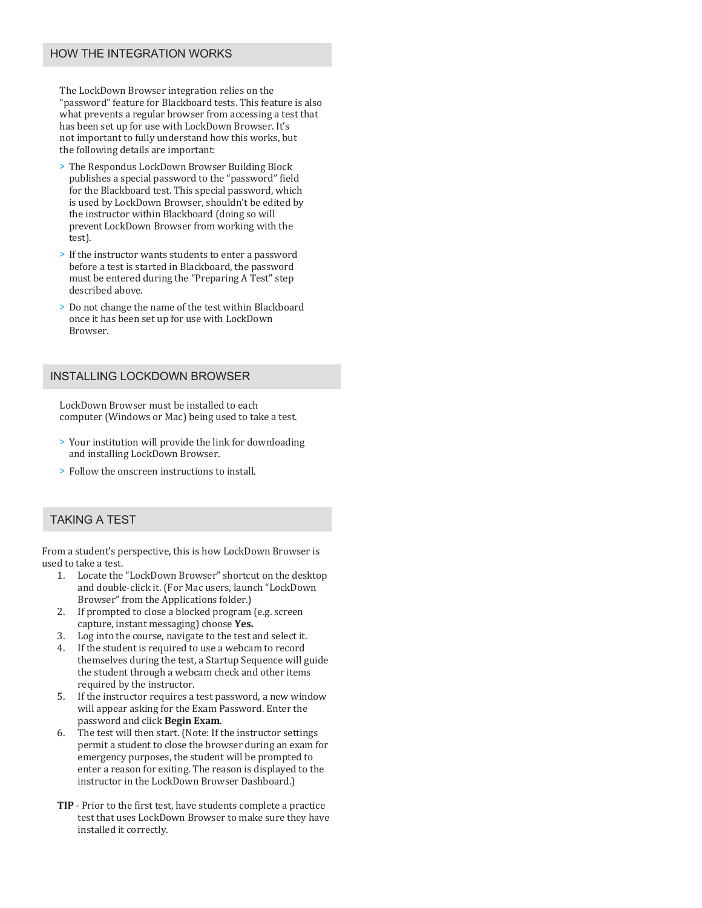## HOW THE INTEGRATION WORKS

The LockDown Browser integration relies on the "password" feature for Blackboard tests. This feature is also what prevents a regular browser from accessing a test that has been set up for use with LockDown Browser. It's not important to fully understand how this works, but the following details are important:

- The Respondus LockDown Browser Building Block publishes a special password to the "password" field for the Blackboard test. This special password, which is used by LockDown Browser, shouldn't be edited by the instructor within Blackboard (doing so will prevent LockDown Browser from working with the test).
- If the instructor wants students to enter a password before a test is started in Blackboard, the password must be entered during the "Preparing A Test" step described above.
- Do not change the name of the test within Blackboard once it has been set up for use with LockDown Browser.

## INSTALLING LOCKDOWN BROWSER

LockDown Browser must be installed to each computer (Windows or Mac) being used to take a test.

- Your institution will provide the link for downloading and installing LockDown Browser.
- Follow the onscreen instructions to install.

## TAKING A TEST

From a student's perspective, this is how LockDown Browser is used to take a test.

1. Locate the "LockDown Browser" shortcut on the desktop and double-click it. (For Mac users, launch "LockDown Browser" from the Applications folder.)
2. If prompted to close a blocked program (e.g. screen capture, instant messaging) choose **Yes.**
3. Log into the course, navigate to the test and select it.
4. If the student is required to use a webcam to record themselves during the test, a Startup Sequence will guide the student through a webcam check and other items required by the instructor.
5. If the instructor requires a test password, a new window will appear asking for the Exam Password. Enter the password and click **Begin Exam**.
6. The test will then start. (Note: If the instructor settings permit a student to close the browser during an exam for emergency purposes, the student will be prompted to enter a reason for exiting. The reason is displayed to the instructor in the LockDown Browser Dashboard.)

**TIP** - Prior to the first test, have students complete a practice test that uses LockDown Browser to make sure they have installed it correctly.